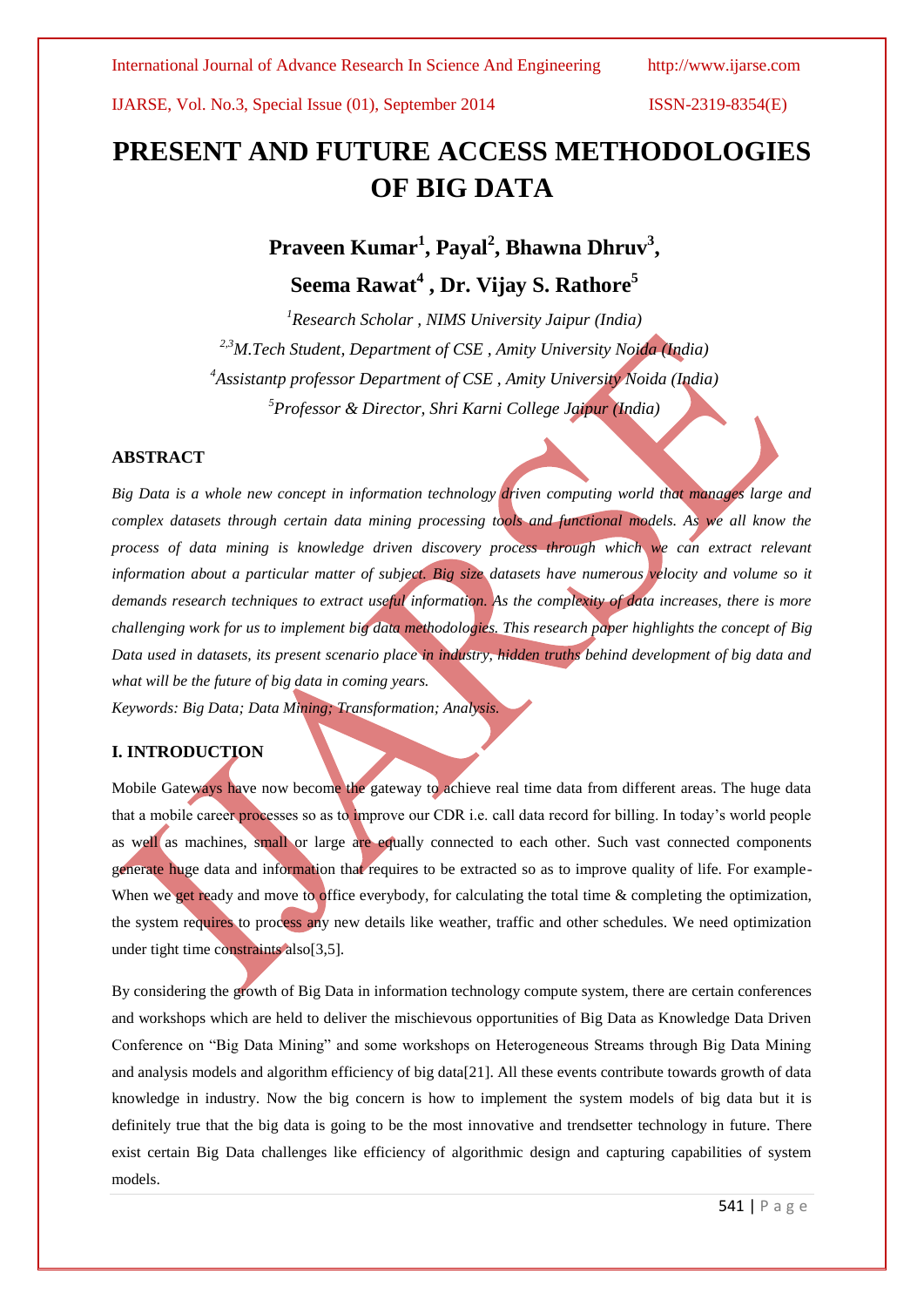# PRESENT AND FUTURE ACCESS METHODOLOGIES OF BIG DATA

**Praveen Kumar[1], Payal[2], Bhawna Dhruv[3], Seema Rawat[4] , Dr. Vijay S. Rathore[5]**

*[1]Research Scholar , NIMS University Jaipur (India)*
*[2,3]M.Tech Student, Department of CSE , Amity University Noida (India)*
*[4]Assistantp professor Department of CSE , Amity University Noida (India)*
*[5]Professor & Director, Shri Karni College Jaipur (India)*

## ABSTRACT

*Big Data is a whole new concept in information technology driven computing world that manages large and complex datasets through certain data mining processing tools and functional models. As we all know the process of data mining is knowledge driven discovery process through which we can extract relevant information about a particular matter of subject. Big size datasets have numerous velocity and volume so it demands research techniques to extract useful information. As the complexity of data increases, there is more challenging work for us to implement big data methodologies. This research paper highlights the concept of Big Data used in datasets, its present scenario place in industry, hidden truths behind development of big data and what will be the future of big data in coming years.*

*Keywords: Big Data; Data Mining; Transformation; Analysis.*

## I. INTRODUCTION

Mobile Gateways have now become the gateway to achieve real time data from different areas. The huge data that a mobile career processes so as to improve our CDR i.e. call data record for billing. In today's world people as well as machines, small or large are equally connected to each other. Such vast connected components generate huge data and information that requires to be extracted so as to improve quality of life. For example- When we get ready and move to office everybody, for calculating the total time & completing the optimization, the system requires to process any new details like weather, traffic and other schedules. We need optimization under tight time constraints also[3,5].

By considering the growth of Big Data in information technology compute system, there are certain conferences and workshops which are held to deliver the mischievous opportunities of Big Data as Knowledge Data Driven Conference on "Big Data Mining" and some workshops on Heterogeneous Streams through Big Data Mining and analysis models and algorithm efficiency of big data[21]. All these events contribute towards growth of data knowledge in industry. Now the big concern is how to implement the system models of big data but it is definitely true that the big data is going to be the most innovative and trendsetter technology in future. There exist certain Big Data challenges like efficiency of algorithmic design and capturing capabilities of system models.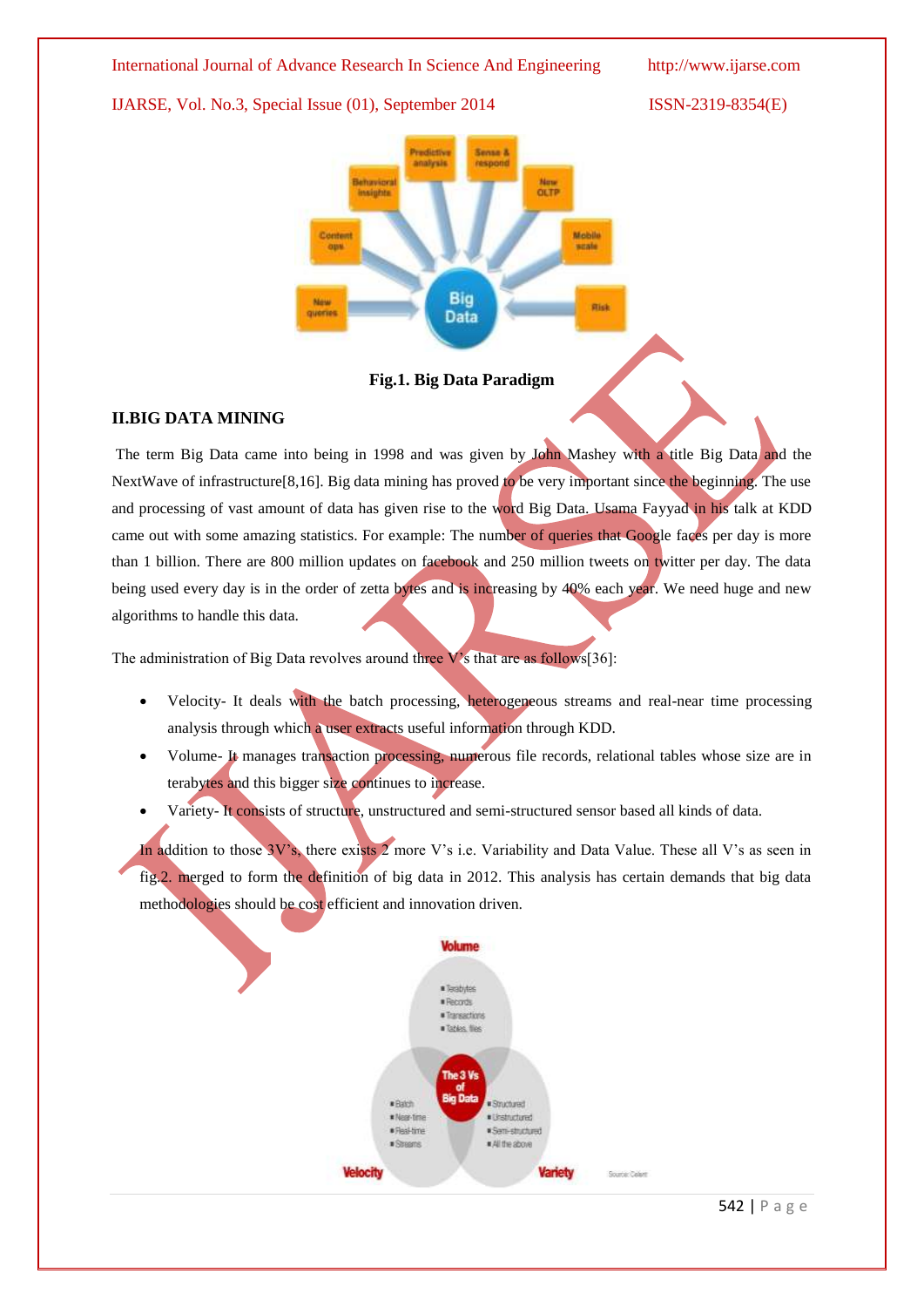Fig.1. Big Data Paradigm

## II.BIG DATA MINING

The term Big Data came into being in 1998 and was given by John Mashey with a title Big Data and the NextWave of infrastructure[8,16]. Big data mining has proved to be very important since the beginning. The use and processing of vast amount of data has given rise to the word Big Data. Usama Fayyad in his talk at KDD came out with some amazing statistics. For example: The number of queries that Google faces per day is more than 1 billion. There are 800 million updates on facebook and 250 million tweets on twitter per day. The data being used every day is in the order of zetta bytes and is increasing by 40% each year. We need huge and new algorithms to handle this data.

The administration of Big Data revolves around three V's that are as follows[36]:

- Velocity- It deals with the batch processing, heterogeneous streams and real-near time processing analysis through which a user extracts useful information through KDD.
- Volume- It manages transaction processing, numerous file records, relational tables whose size are in terabytes and this bigger size continues to increase.
- Variety- It consists of structure, unstructured and semi-structured sensor based all kinds of data.

In addition to those 3V's, there exists 2 more V's i.e. Variability and Data Value. These all V's as seen in fig.2. merged to form the definition of big data in 2012. This analysis has certain demands that big data methodologies should be cost efficient and innovation driven.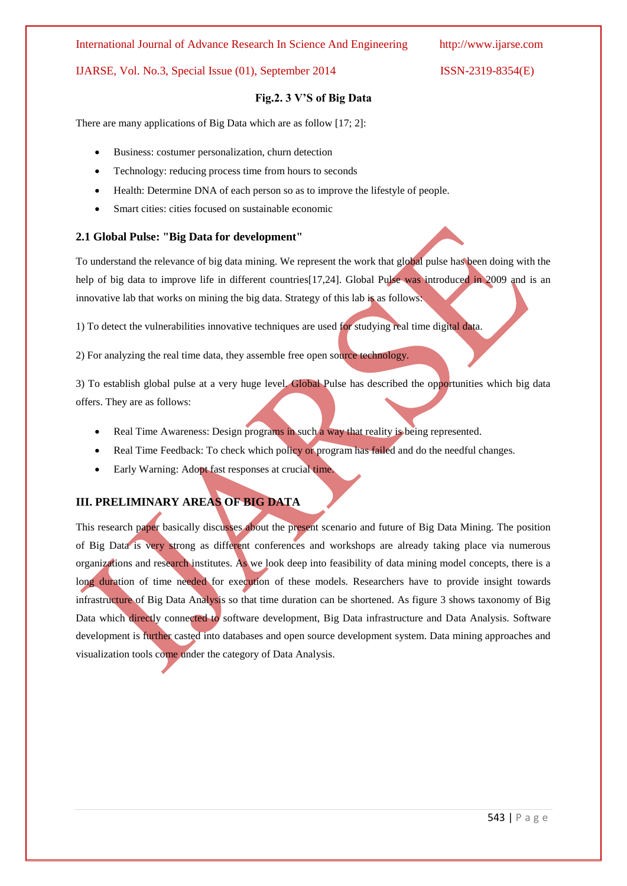**Fig.2. 3 V'S of Big Data**

There are many applications of Big Data which are as follow [17; 2]:

- Business: costumer personalization, churn detection
- Technology: reducing process time from hours to seconds
- Health: Determine DNA of each person so as to improve the lifestyle of people.
- Smart cities: cities focused on sustainable economic

### 2.1 Global Pulse: "Big Data for development"

To understand the relevance of big data mining. We represent the work that global pulse has been doing with the help of big data to improve life in different countries[17,24]. Global Pulse was introduced in 2009 and is an innovative lab that works on mining the big data. Strategy of this lab is as follows:

1) To detect the vulnerabilities innovative techniques are used for studying real time digital data.

2) For analyzing the real time data, they assemble free open source technology.

3) To establish global pulse at a very huge level. Global Pulse has described the opportunities which big data offers. They are as follows:

- Real Time Awareness: Design programs in such a way that reality is being represented.
- Real Time Feedback: To check which policy or program has failed and do the needful changes.
- Early Warning: Adopt fast responses at crucial time.

## III. PRELIMINARY AREAS OF BIG DATA

This research paper basically discusses about the present scenario and future of Big Data Mining. The position of Big Data is very strong as different conferences and workshops are already taking place via numerous organizations and research institutes. As we look deep into feasibility of data mining model concepts, there is a long duration of time needed for execution of these models. Researchers have to provide insight towards infrastructure of Big Data Analysis so that time duration can be shortened. As figure 3 shows taxonomy of Big Data which directly connected to software development, Big Data infrastructure and Data Analysis. Software development is further casted into databases and open source development system. Data mining approaches and visualization tools come under the category of Data Analysis.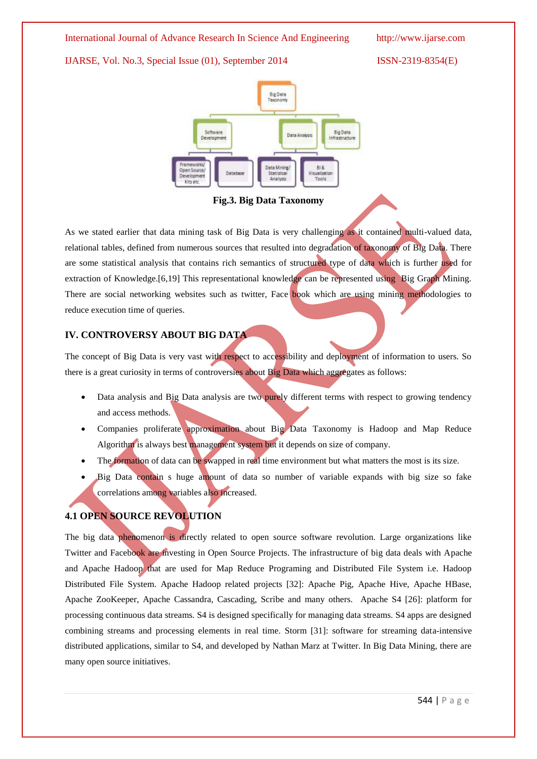Fig.3. Big Data Taxonomy

As we stated earlier that data mining task of Big Data is very challenging as it contained multi-valued data, relational tables, defined from numerous sources that resulted into degradation of taxonomy of Big Data. There are some statistical analysis that contains rich semantics of structured type of data which is further used for extraction of Knowledge.[6,19] This representational knowledge can be represented using Big Graph Mining. There are social networking websites such as twitter, Face book which are using mining methodologies to reduce execution time of queries.

## IV. CONTROVERSY ABOUT BIG DATA

The concept of Big Data is very vast with respect to accessibility and deployment of information to users. So there is a great curiosity in terms of controversies about Big Data which aggregates as follows:

- Data analysis and Big Data analysis are two purely different terms with respect to growing tendency and access methods.
- Companies proliferate approximation about Big Data Taxonomy is Hadoop and Map Reduce Algorithm is always best management system but it depends on size of company.
- The formation of data can be swapped in real time environment but what matters the most is its size.
- Big Data contain s huge amount of data so number of variable expands with big size so fake correlations among variables also increased.

### 4.1 OPEN SOURCE REVOLUTION

The big data phenomenon is directly related to open source software revolution. Large organizations like Twitter and Facebook are investing in Open Source Projects. The infrastructure of big data deals with Apache and Apache Hadoop that are used for Map Reduce Programing and Distributed File System i.e. Hadoop Distributed File System. Apache Hadoop related projects [32]: Apache Pig, Apache Hive, Apache HBase, Apache ZooKeeper, Apache Cassandra, Cascading, Scribe and many others. Apache S4 [26]: platform for processing continuous data streams. S4 is designed specifically for managing data streams. S4 apps are designed combining streams and processing elements in real time. Storm [31]: software for streaming data-intensive distributed applications, similar to S4, and developed by Nathan Marz at Twitter. In Big Data Mining, there are many open source initiatives.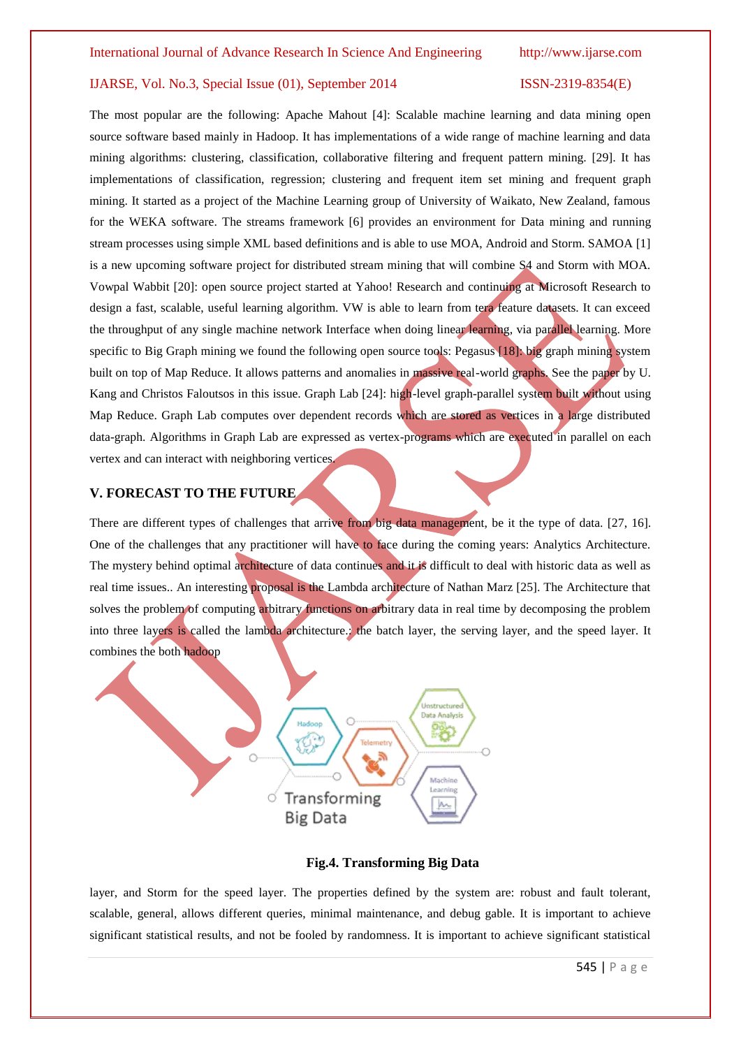The most popular are the following: Apache Mahout [4]: Scalable machine learning and data mining open source software based mainly in Hadoop. It has implementations of a wide range of machine learning and data mining algorithms: clustering, classification, collaborative filtering and frequent pattern mining. [29]. It has implementations of classification, regression; clustering and frequent item set mining and frequent graph mining. It started as a project of the Machine Learning group of University of Waikato, New Zealand, famous for the WEKA software. The streams framework [6] provides an environment for Data mining and running stream processes using simple XML based definitions and is able to use MOA, Android and Storm. SAMOA [1] is a new upcoming software project for distributed stream mining that will combine S4 and Storm with MOA. Vowpal Wabbit [20]: open source project started at Yahoo! Research and continuing at Microsoft Research to design a fast, scalable, useful learning algorithm. VW is able to learn from tera feature datasets. It can exceed the throughput of any single machine network Interface when doing linear learning, via parallel learning. More specific to Big Graph mining we found the following open source tools: Pegasus [18]: big graph mining system built on top of Map Reduce. It allows patterns and anomalies in massive real-world graphs. See the paper by U. Kang and Christos Faloutsos in this issue. Graph Lab [24]: high-level graph-parallel system built without using Map Reduce. Graph Lab computes over dependent records which are stored as vertices in a large distributed data-graph. Algorithms in Graph Lab are expressed as vertex-programs which are executed in parallel on each vertex and can interact with neighboring vertices.

## V. FORECAST TO THE FUTURE

There are different types of challenges that arrive from big data management, be it the type of data. [27, 16]. One of the challenges that any practitioner will have to face during the coming years: Analytics Architecture. The mystery behind optimal architecture of data continues and it is difficult to deal with historic data as well as real time issues.. An interesting proposal is the Lambda architecture of Nathan Marz [25]. The Architecture that solves the problem of computing arbitrary functions on arbitrary data in real time by decomposing the problem into three layers is called the lambda architecture.: the batch layer, the serving layer, and the speed layer. It combines the both hadoop

**Fig.4. Transforming Big Data**

layer, and Storm for the speed layer. The properties defined by the system are: robust and fault tolerant, scalable, general, allows different queries, minimal maintenance, and debug gable. It is important to achieve significant statistical results, and not be fooled by randomness. It is important to achieve significant statistical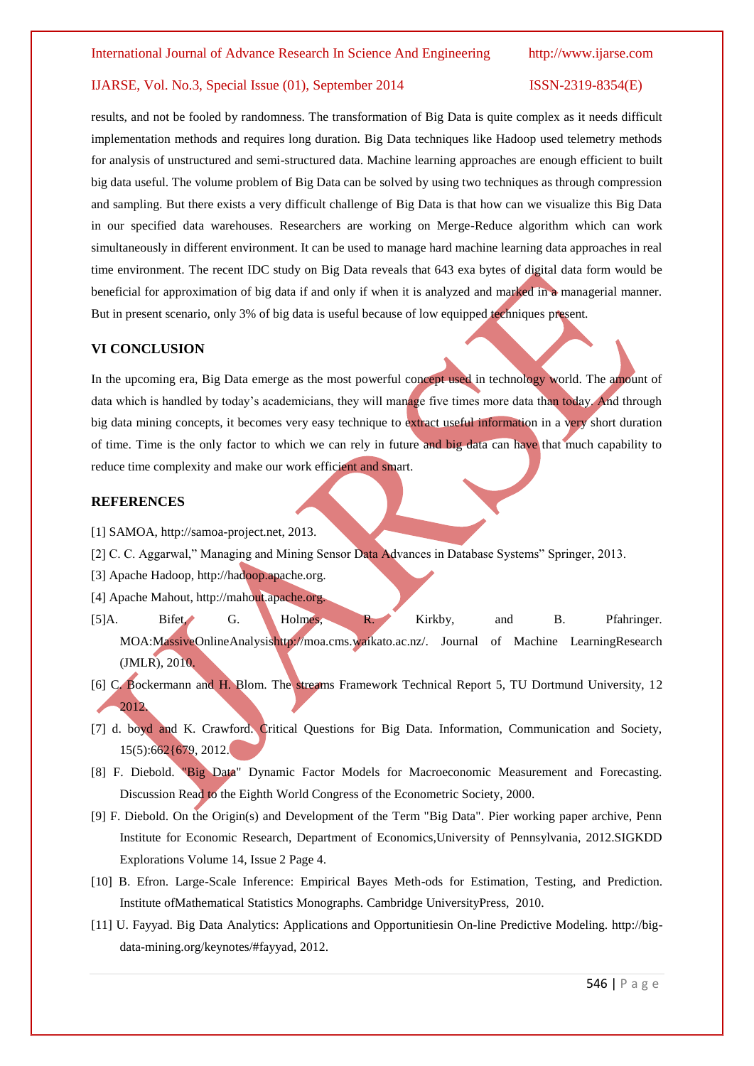results, and not be fooled by randomness. The transformation of Big Data is quite complex as it needs difficult implementation methods and requires long duration. Big Data techniques like Hadoop used telemetry methods for analysis of unstructured and semi-structured data. Machine learning approaches are enough efficient to built big data useful. The volume problem of Big Data can be solved by using two techniques as through compression and sampling. But there exists a very difficult challenge of Big Data is that how can we visualize this Big Data in our specified data warehouses. Researchers are working on Merge-Reduce algorithm which can work simultaneously in different environment. It can be used to manage hard machine learning data approaches in real time environment. The recent IDC study on Big Data reveals that 643 exa bytes of digital data form would be beneficial for approximation of big data if and only if when it is analyzed and marked in a managerial manner. But in present scenario, only 3% of big data is useful because of low equipped techniques present.

## VI CONCLUSION

In the upcoming era, Big Data emerge as the most powerful concept used in technology world. The amount of data which is handled by today's academicians, they will manage five times more data than today. And through big data mining concepts, it becomes very easy technique to extract useful information in a very short duration of time. Time is the only factor to which we can rely in future and big data can have that much capability to reduce time complexity and make our work efficient and smart.

## REFERENCES

[1] SAMOA, http://samoa-project.net, 2013.

[2] C. C. Aggarwal," Managing and Mining Sensor Data Advances in Database Systems" Springer, 2013.

[3] Apache Hadoop, http://hadoop.apache.org.

[4] Apache Mahout, http://mahout.apache.org.

[5]A. Bifet, G. Holmes, R. Kirkby, and B. Pfahringer. MOA:MassiveOnlineAnalysishttp://moa.cms.waikato.ac.nz/. Journal of Machine LearningResearch (JMLR), 2010.

[6] C. Bockermann and H. Blom. The streams Framework Technical Report 5, TU Dortmund University, 12 2012.

[7] d. boyd and K. Crawford. Critical Questions for Big Data. Information, Communication and Society, 15(5):662{679, 2012.

[8] F. Diebold. "Big Data" Dynamic Factor Models for Macroeconomic Measurement and Forecasting. Discussion Read to the Eighth World Congress of the Econometric Society, 2000.

[9] F. Diebold. On the Origin(s) and Development of the Term "Big Data". Pier working paper archive, Penn Institute for Economic Research, Department of Economics,University of Pennsylvania, 2012.SIGKDD Explorations Volume 14, Issue 2 Page 4.

[10] B. Efron. Large-Scale Inference: Empirical Bayes Meth-ods for Estimation, Testing, and Prediction. Institute ofMathematical Statistics Monographs. Cambridge UniversityPress, 2010.

[11] U. Fayyad. Big Data Analytics: Applications and Opportunitiesin On-line Predictive Modeling. http://big-data-mining.org/keynotes/#fayyad, 2012.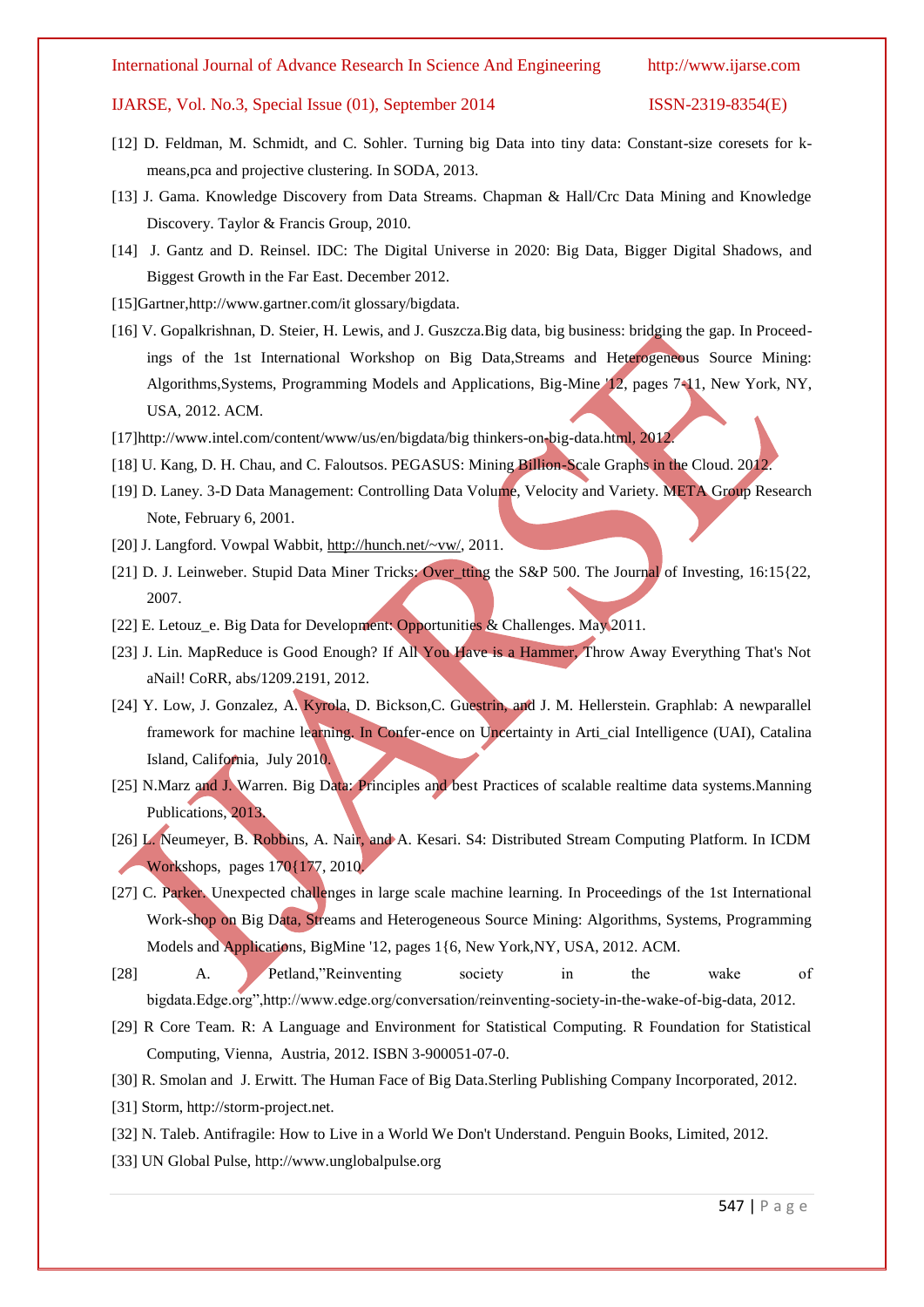[12] D. Feldman, M. Schmidt, and C. Sohler. Turning big Data into tiny data: Constant-size coresets for k-means,pca and projective clustering. In SODA, 2013.

[13] J. Gama. Knowledge Discovery from Data Streams. Chapman & Hall/Crc Data Mining and Knowledge Discovery. Taylor & Francis Group, 2010.

[14] J. Gantz and D. Reinsel. IDC: The Digital Universe in 2020: Big Data, Bigger Digital Shadows, and Biggest Growth in the Far East. December 2012.

[15]Gartner,http://www.gartner.com/it glossary/bigdata.

[16] V. Gopalkrishnan, D. Steier, H. Lewis, and J. Guszcza.Big data, big business: bridging the gap. In Proceed-ings of the 1st International Workshop on Big Data,Streams and Heterogeneous Source Mining: Algorithms,Systems, Programming Models and Applications, Big-Mine '12, pages 7-11, New York, NY, USA, 2012. ACM.

[17]http://www.intel.com/content/www/us/en/bigdata/big thinkers-on-big-data.html, 2012.

[18] U. Kang, D. H. Chau, and C. Faloutsos. PEGASUS: Mining Billion-Scale Graphs in the Cloud. 2012.

[19] D. Laney. 3-D Data Management: Controlling Data Volume, Velocity and Variety. META Group Research Note, February 6, 2001.

[20] J. Langford. Vowpal Wabbit, http://hunch.net/~vw/, 2011.

[21] D. J. Leinweber. Stupid Data Miner Tricks: Over_tting the S&P 500. The Journal of Investing, 16:15{22, 2007.

[22] E. Letouz_e. Big Data for Development: Opportunities & Challenges. May 2011.

[23] J. Lin. MapReduce is Good Enough? If All You Have is a Hammer, Throw Away Everything That's Not aNail! CoRR, abs/1209.2191, 2012.

[24] Y. Low, J. Gonzalez, A. Kyrola, D. Bickson,C. Guestrin, and J. M. Hellerstein. Graphlab: A newparallel framework for machine learning. In Confer-ence on Uncertainty in Arti_cial Intelligence (UAI), Catalina Island, California, July 2010.

[25] N.Marz and J. Warren. Big Data: Principles and best Practices of scalable realtime data systems.Manning Publications, 2013.

[26] L. Neumeyer, B. Robbins, A. Nair, and A. Kesari. S4: Distributed Stream Computing Platform. In ICDM Workshops, pages 170{177, 2010.

[27] C. Parker. Unexpected challenges in large scale machine learning. In Proceedings of the 1st International Work-shop on Big Data, Streams and Heterogeneous Source Mining: Algorithms, Systems, Programming Models and Applications, BigMine '12, pages 1{6, New York,NY, USA, 2012. ACM.

[28] A. Petland,"Reinventing society in the wake of bigdata.Edge.org",http://www.edge.org/conversation/reinventing-society-in-the-wake-of-big-data, 2012.

[29] R Core Team. R: A Language and Environment for Statistical Computing. R Foundation for Statistical Computing, Vienna, Austria, 2012. ISBN 3-900051-07-0.

[30] R. Smolan and J. Erwitt. The Human Face of Big Data.Sterling Publishing Company Incorporated, 2012.

[31] Storm, http://storm-project.net.

[32] N. Taleb. Antifragile: How to Live in a World We Don't Understand. Penguin Books, Limited, 2012.

[33] UN Global Pulse, http://www.unglobalpulse.org